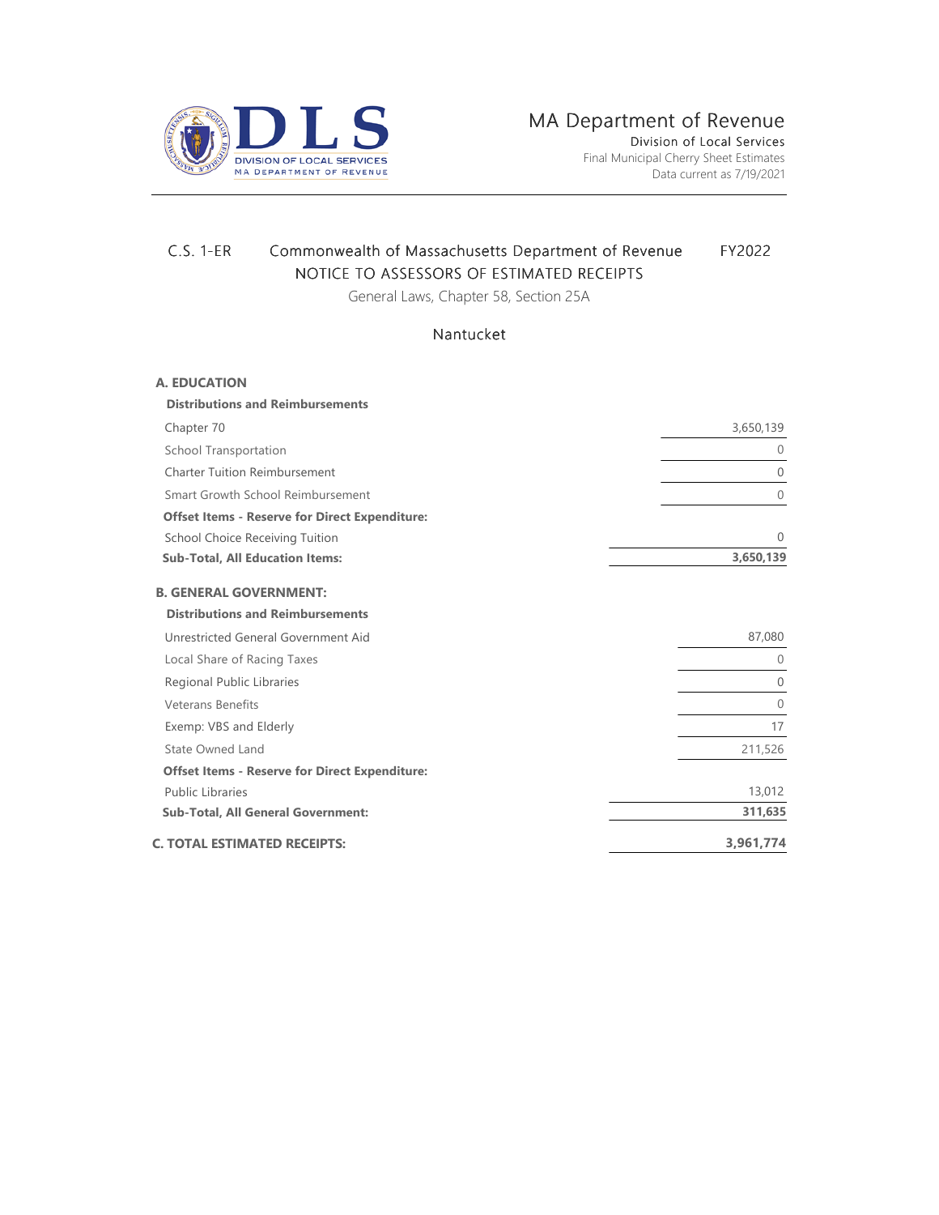MA Department of Revenue
Division of Local Services
Final Municipal Cherry Sheet Estimates
Data current as 7/19/2021

C.S. 1-ER — Commonwealth of Massachusetts Department of Revenue — FY2022

# NOTICE TO ASSESSORS OF ESTIMATED RECEIPTS

General Laws, Chapter 58, Section 25A

## Nantucket

| | |
|---|---:|
| **A. EDUCATION** | |
| **Distributions and Reimbursements** | |
| Chapter 70 | 3,650,139 |
| School Transportation | 0 |
| Charter Tuition Reimbursement | 0 |
| Smart Growth School Reimbursement | 0 |
| **Offset Items - Reserve for Direct Expenditure:** | |
| School Choice Receiving Tuition | 0 |
| **Sub-Total, All Education Items:** | **3,650,139** |
| **B. GENERAL GOVERNMENT:** | |
| **Distributions and Reimbursements** | |
| Unrestricted General Government Aid | 87,080 |
| Local Share of Racing Taxes | 0 |
| Regional Public Libraries | 0 |
| Veterans Benefits | 0 |
| Exemp: VBS and Elderly | 17 |
| State Owned Land | 211,526 |
| **Offset Items - Reserve for Direct Expenditure:** | |
| Public Libraries | 13,012 |
| **Sub-Total, All General Government:** | **311,635** |
| **C. TOTAL ESTIMATED RECEIPTS:** | **3,961,774** |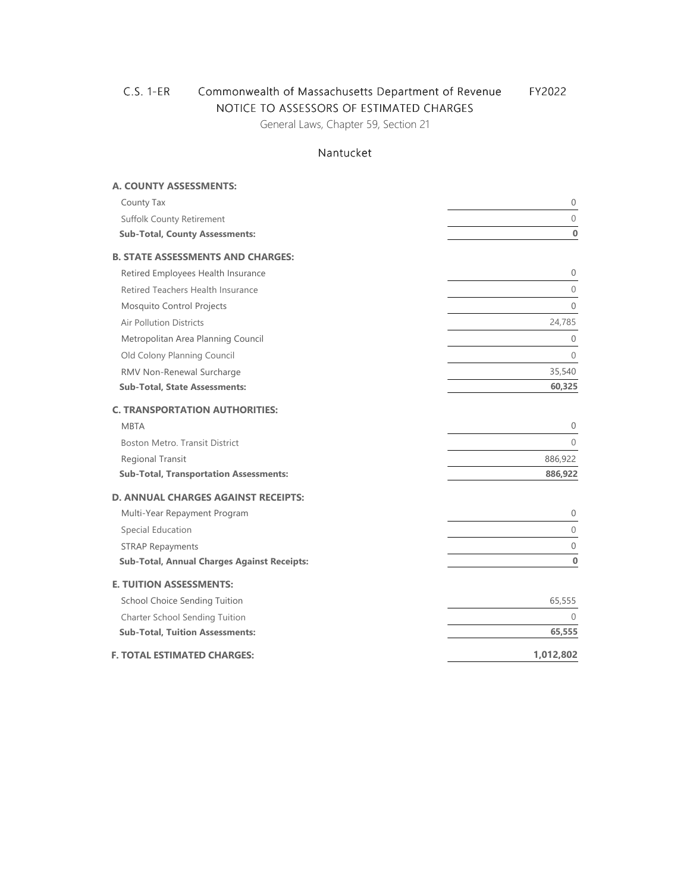C.S. 1-ER Commonwealth of Massachusetts Department of Revenue FY2022

# NOTICE TO ASSESSORS OF ESTIMATED CHARGES

General Laws, Chapter 59, Section 21

## Nantucket

| | |
|---|---|
| **A. COUNTY ASSESSMENTS:** | |
| County Tax | 0 |
| Suffolk County Retirement | 0 |
| **Sub-Total, County Assessments:** | **0** |
| **B. STATE ASSESSMENTS AND CHARGES:** | |
| Retired Employees Health Insurance | 0 |
| Retired Teachers Health Insurance | 0 |
| Mosquito Control Projects | 0 |
| Air Pollution Districts | 24,785 |
| Metropolitan Area Planning Council | 0 |
| Old Colony Planning Council | 0 |
| RMV Non-Renewal Surcharge | 35,540 |
| **Sub-Total, State Assessments:** | **60,325** |
| **C. TRANSPORTATION AUTHORITIES:** | |
| MBTA | 0 |
| Boston Metro. Transit District | 0 |
| Regional Transit | 886,922 |
| **Sub-Total, Transportation Assessments:** | **886,922** |
| **D. ANNUAL CHARGES AGAINST RECEIPTS:** | |
| Multi-Year Repayment Program | 0 |
| Special Education | 0 |
| STRAP Repayments | 0 |
| **Sub-Total, Annual Charges Against Receipts:** | **0** |
| **E. TUITION ASSESSMENTS:** | |
| School Choice Sending Tuition | 65,555 |
| Charter School Sending Tuition | 0 |
| **Sub-Total, Tuition Assessments:** | **65,555** |
| **F. TOTAL ESTIMATED CHARGES:** | **1,012,802** |